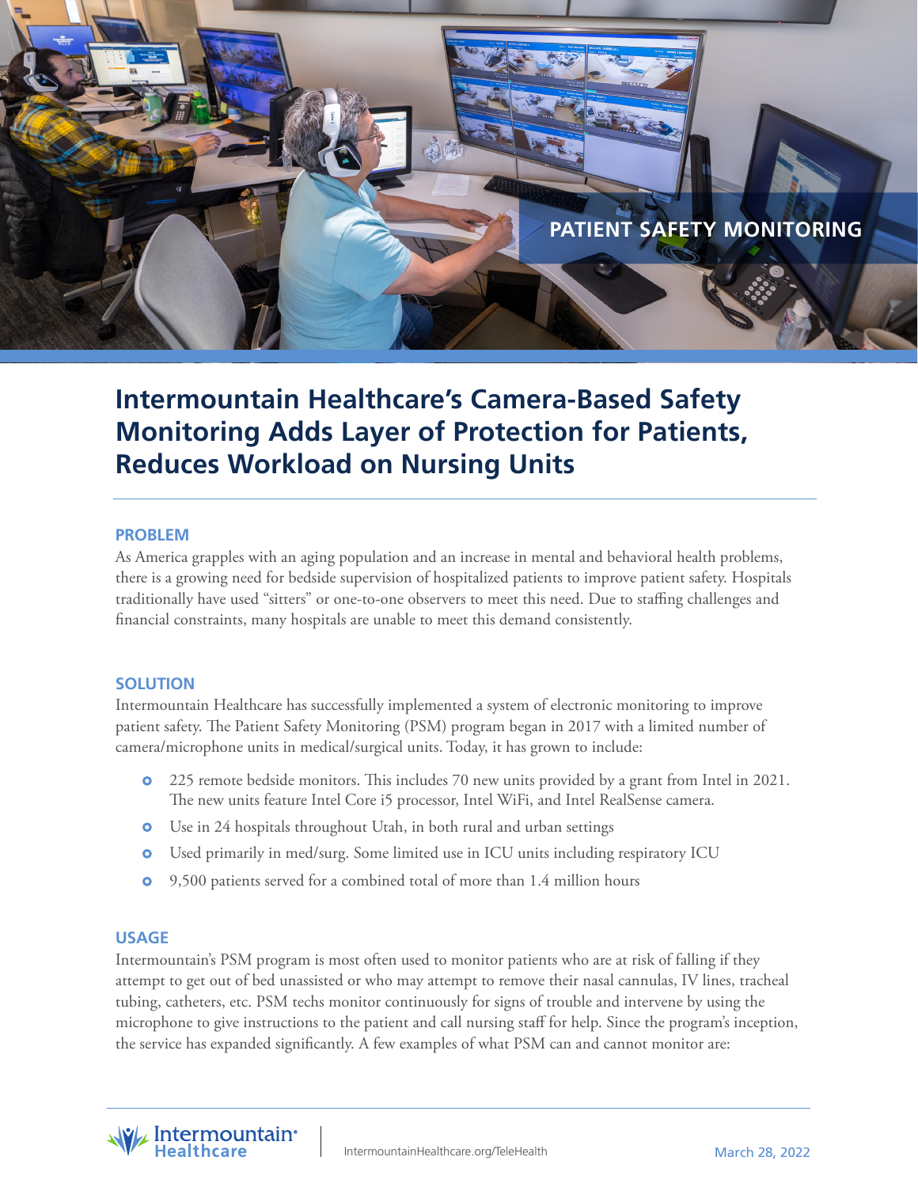PATIENT SAFETY MONITORING

# Intermountain Healthcare's Camera-Based Safety Monitoring Adds Layer of Protection for Patients, Reduces Workload on Nursing Units

## PROBLEM

As America grapples with an aging population and an increase in mental and behavioral health problems, there is a growing need for bedside supervision of hospitalized patients to improve patient safety. Hospitals traditionally have used "sitters" or one-to-one observers to meet this need. Due to staffing challenges and financial constraints, many hospitals are unable to meet this demand consistently.

## SOLUTION

Intermountain Healthcare has successfully implemented a system of electronic monitoring to improve patient safety. The Patient Safety Monitoring (PSM) program began in 2017 with a limited number of camera/microphone units in medical/surgical units. Today, it has grown to include:

- 225 remote bedside monitors. This includes 70 new units provided by a grant from Intel in 2021. The new units feature Intel Core i5 processor, Intel WiFi, and Intel RealSense camera.
- Use in 24 hospitals throughout Utah, in both rural and urban settings
- Used primarily in med/surg. Some limited use in ICU units including respiratory ICU
- 9,500 patients served for a combined total of more than 1.4 million hours

## USAGE

Intermountain's PSM program is most often used to monitor patients who are at risk of falling if they attempt to get out of bed unassisted or who may attempt to remove their nasal cannulas, IV lines, tracheal tubing, catheters, etc. PSM techs monitor continuously for signs of trouble and intervene by using the microphone to give instructions to the patient and call nursing staff for help. Since the program's inception, the service has expanded significantly. A few examples of what PSM can and cannot monitor are:

Intermountain Healthcare | IntermountainHealthcare.org/TeleHealth | March 28, 2022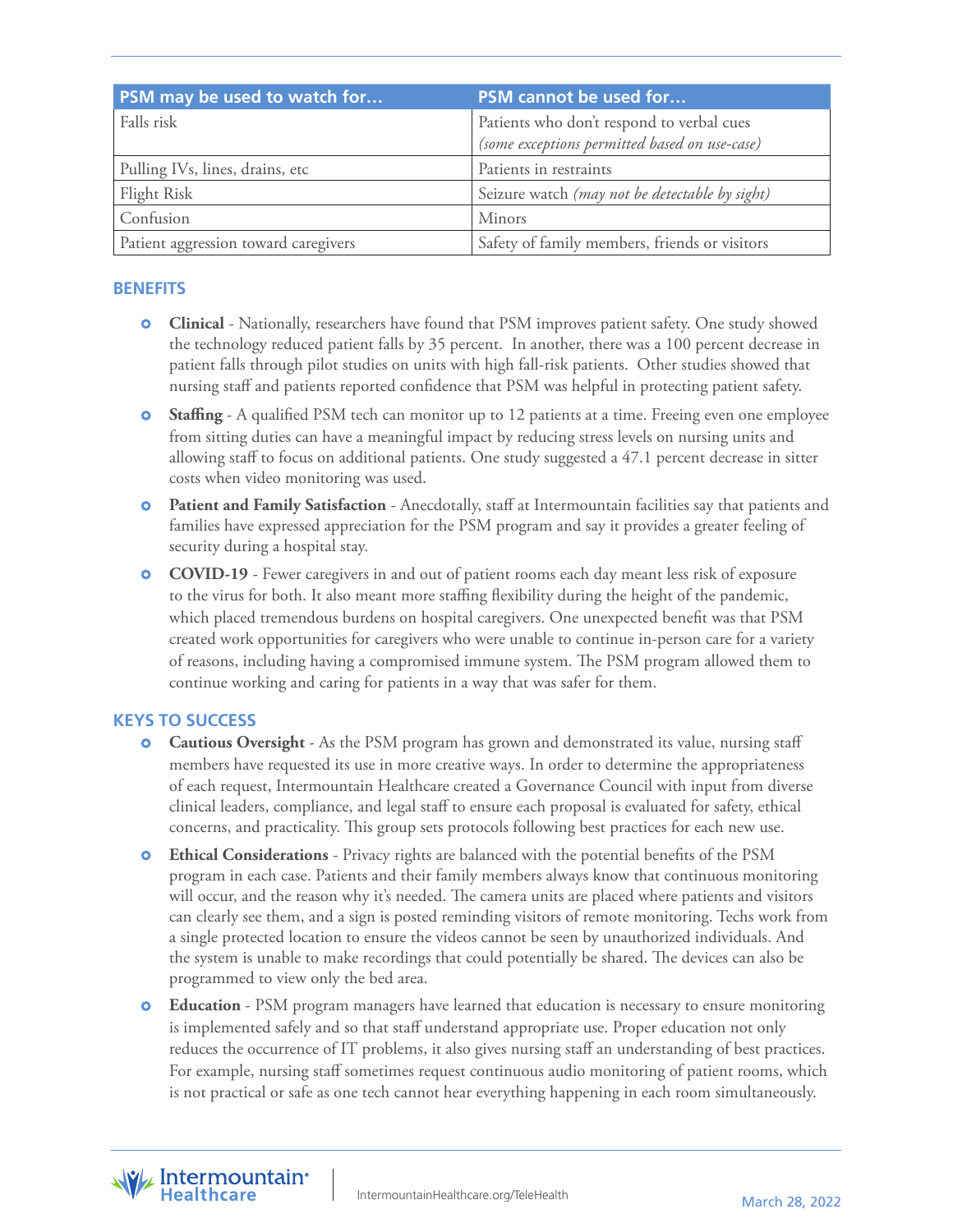| PSM may be used to watch for… | PSM cannot be used for… |
| --- | --- |
| Falls risk | Patients who don't respond to verbal cues *(some exceptions permitted based on use-case)* |
| Pulling IVs, lines, drains, etc | Patients in restraints |
| Flight Risk | Seizure watch *(may not be detectable by sight)* |
| Confusion | Minors |
| Patient aggression toward caregivers | Safety of family members, friends or visitors |

## BENEFITS

- **Clinical** - Nationally, researchers have found that PSM improves patient safety. One study showed the technology reduced patient falls by 35 percent. In another, there was a 100 percent decrease in patient falls through pilot studies on units with high fall-risk patients. Other studies showed that nursing staff and patients reported confidence that PSM was helpful in protecting patient safety.
- **Staffing** - A qualified PSM tech can monitor up to 12 patients at a time. Freeing even one employee from sitting duties can have a meaningful impact by reducing stress levels on nursing units and allowing staff to focus on additional patients. One study suggested a 47.1 percent decrease in sitter costs when video monitoring was used.
- **Patient and Family Satisfaction** - Anecdotally, staff at Intermountain facilities say that patients and families have expressed appreciation for the PSM program and say it provides a greater feeling of security during a hospital stay.
- **COVID-19** - Fewer caregivers in and out of patient rooms each day meant less risk of exposure to the virus for both. It also meant more staffing flexibility during the height of the pandemic, which placed tremendous burdens on hospital caregivers. One unexpected benefit was that PSM created work opportunities for caregivers who were unable to continue in-person care for a variety of reasons, including having a compromised immune system. The PSM program allowed them to continue working and caring for patients in a way that was safer for them.

## KEYS TO SUCCESS

- **Cautious Oversight** - As the PSM program has grown and demonstrated its value, nursing staff members have requested its use in more creative ways. In order to determine the appropriateness of each request, Intermountain Healthcare created a Governance Council with input from diverse clinical leaders, compliance, and legal staff to ensure each proposal is evaluated for safety, ethical concerns, and practicality. This group sets protocols following best practices for each new use.
- **Ethical Considerations** - Privacy rights are balanced with the potential benefits of the PSM program in each case. Patients and their family members always know that continuous monitoring will occur, and the reason why it's needed. The camera units are placed where patients and visitors can clearly see them, and a sign is posted reminding visitors of remote monitoring. Techs work from a single protected location to ensure the videos cannot be seen by unauthorized individuals. And the system is unable to make recordings that could potentially be shared. The devices can also be programmed to view only the bed area.
- **Education** - PSM program managers have learned that education is necessary to ensure monitoring is implemented safely and so that staff understand appropriate use. Proper education not only reduces the occurrence of IT problems, it also gives nursing staff an understanding of best practices. For example, nursing staff sometimes request continuous audio monitoring of patient rooms, which is not practical or safe as one tech cannot hear everything happening in each room simultaneously.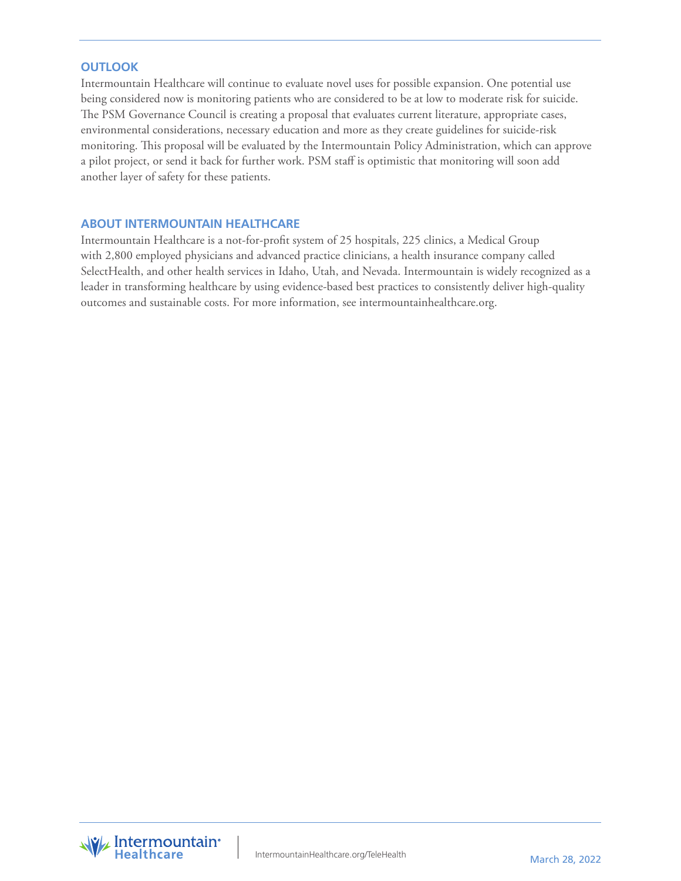## OUTLOOK

Intermountain Healthcare will continue to evaluate novel uses for possible expansion. One potential use being considered now is monitoring patients who are considered to be at low to moderate risk for suicide. The PSM Governance Council is creating a proposal that evaluates current literature, appropriate cases, environmental considerations, necessary education and more as they create guidelines for suicide-risk monitoring. This proposal will be evaluated by the Intermountain Policy Administration, which can approve a pilot project, or send it back for further work. PSM staff is optimistic that monitoring will soon add another layer of safety for these patients.

## ABOUT INTERMOUNTAIN HEALTHCARE

Intermountain Healthcare is a not-for-profit system of 25 hospitals, 225 clinics, a Medical Group with 2,800 employed physicians and advanced practice clinicians, a health insurance company called SelectHealth, and other health services in Idaho, Utah, and Nevada. Intermountain is widely recognized as a leader in transforming healthcare by using evidence-based best practices to consistently deliver high-quality outcomes and sustainable costs. For more information, see intermountainhealthcare.org.